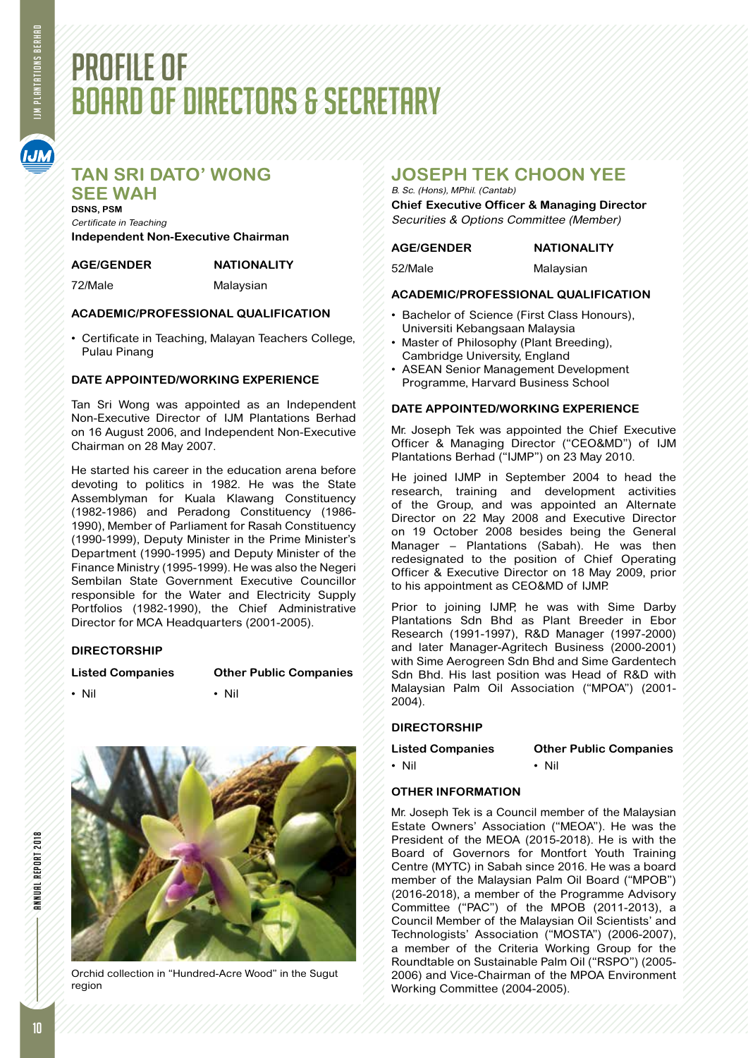# PROFILE OF BOARD OF DIRECTORS & SECRETARY

## TAN SRI DATO' WONG SEE WAH

**DSNS, PSM**

*Certificate in Teaching*

**Independent Non-Executive Chairman**

| AGE/GENDER | NATIONALITY |
| --- | --- |
| 72/Male | Malaysian |

### ACADEMIC/PROFESSIONAL QUALIFICATION

- Certificate in Teaching, Malayan Teachers College, Pulau Pinang

### DATE APPOINTED/WORKING EXPERIENCE

Tan Sri Wong was appointed as an Independent Non-Executive Director of IJM Plantations Berhad on 16 August 2006, and Independent Non-Executive Chairman on 28 May 2007.

He started his career in the education arena before devoting to politics in 1982. He was the State Assemblyman for Kuala Klawang Constituency (1982-1986) and Peradong Constituency (1986-1990), Member of Parliament for Rasah Constituency (1990-1999), Deputy Minister in the Prime Minister's Department (1990-1995) and Deputy Minister of the Finance Ministry (1995-1999). He was also the Negeri Sembilan State Government Executive Councillor responsible for the Water and Electricity Supply Portfolios (1982-1990), the Chief Administrative Director for MCA Headquarters (2001-2005).

### DIRECTORSHIP

| Listed Companies | Other Public Companies |
| --- | --- |
| • Nil | • Nil |

Orchid collection in "Hundred-Acre Wood" in the Sugut region

## JOSEPH TEK CHOON YEE

*B. Sc. (Hons), MPhil. (Cantab)*

**Chief Executive Officer & Managing Director**

*Securities & Options Committee (Member)*

| AGE/GENDER | NATIONALITY |
| --- | --- |
| 52/Male | Malaysian |

### ACADEMIC/PROFESSIONAL QUALIFICATION

- Bachelor of Science (First Class Honours), Universiti Kebangsaan Malaysia
- Master of Philosophy (Plant Breeding), Cambridge University, England
- ASEAN Senior Management Development Programme, Harvard Business School

### DATE APPOINTED/WORKING EXPERIENCE

Mr. Joseph Tek was appointed the Chief Executive Officer & Managing Director ("CEO&MD") of IJM Plantations Berhad ("IJMP") on 23 May 2010.

He joined IJMP in September 2004 to head the research, training and development activities of the Group, and was appointed an Alternate Director on 22 May 2008 and Executive Director on 19 October 2008 besides being the General Manager – Plantations (Sabah). He was then redesignated to the position of Chief Operating Officer & Executive Director on 18 May 2009, prior to his appointment as CEO&MD of IJMP.

Prior to joining IJMP, he was with Sime Darby Plantations Sdn Bhd as Plant Breeder in Ebor Research (1991-1997), R&D Manager (1997-2000) and later Manager-Agritech Business (2000-2001) with Sime Aerogreen Sdn Bhd and Sime Gardentech Sdn Bhd. His last position was Head of R&D with Malaysian Palm Oil Association ("MPOA") (2001-2004).

### DIRECTORSHIP

| Listed Companies | Other Public Companies |
| --- | --- |
| • Nil | • Nil |

### OTHER INFORMATION

Mr. Joseph Tek is a Council member of the Malaysian Estate Owners' Association ("MEOA"). He was the President of the MEOA (2015-2018). He is with the Board of Governors for Montfort Youth Training Centre (MYTC) in Sabah since 2016. He was a board member of the Malaysian Palm Oil Board ("MPOB") (2016-2018), a member of the Programme Advisory Committee ("PAC") of the MPOB (2011-2013), a Council Member of the Malaysian Oil Scientists' and Technologists' Association ("MOSTA") (2006-2007), a member of the Criteria Working Group for the Roundtable on Sustainable Palm Oil ("RSPO") (2005-2006) and Vice-Chairman of the MPOA Environment Working Committee (2004-2005).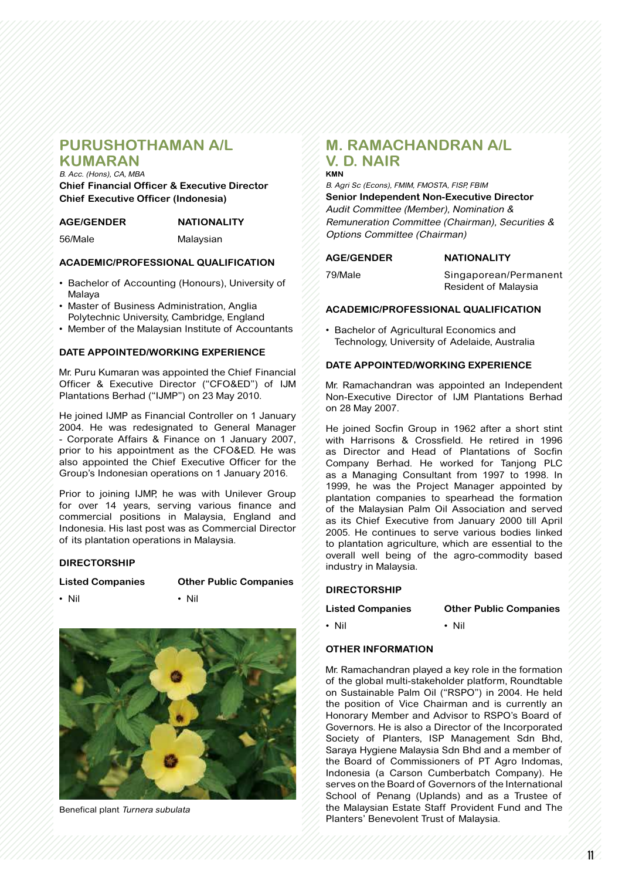## PURUSHOTHAMAN A/L KUMARAN

*B. Acc. (Hons), CA, MBA*

**Chief Financial Officer & Executive Director**
**Chief Executive Officer (Indonesia)**

| AGE/GENDER | NATIONALITY |
|---|---|
| 56/Male | Malaysian |

### ACADEMIC/PROFESSIONAL QUALIFICATION

- Bachelor of Accounting (Honours), University of Malaya
- Master of Business Administration, Anglia Polytechnic University, Cambridge, England
- Member of the Malaysian Institute of Accountants

### DATE APPOINTED/WORKING EXPERIENCE

Mr. Puru Kumaran was appointed the Chief Financial Officer & Executive Director ("CFO&ED") of IJM Plantations Berhad ("IJMP") on 23 May 2010.

He joined IJMP as Financial Controller on 1 January 2004. He was redesignated to General Manager - Corporate Affairs & Finance on 1 January 2007, prior to his appointment as the CFO&ED. He was also appointed the Chief Executive Officer for the Group's Indonesian operations on 1 January 2016.

Prior to joining IJMP, he was with Unilever Group for over 14 years, serving various finance and commercial positions in Malaysia, England and Indonesia. His last post was as Commercial Director of its plantation operations in Malaysia.

### DIRECTORSHIP

| Listed Companies | Other Public Companies |
|---|---|
| • Nil | • Nil |

Benefical plant *Turnera subulata*

## M. RAMACHANDRAN A/L V. D. NAIR

**KMN**

*B. Agri Sc (Econs), FMIM, FMOSTA, FISP, FBIM*

**Senior Independent Non-Executive Director**

*Audit Committee (Member), Nomination & Remuneration Committee (Chairman), Securities & Options Committee (Chairman)*

| AGE/GENDER | NATIONALITY |
|---|---|
| 79/Male | Singaporean/Permanent Resident of Malaysia |

### ACADEMIC/PROFESSIONAL QUALIFICATION

- Bachelor of Agricultural Economics and Technology, University of Adelaide, Australia

### DATE APPOINTED/WORKING EXPERIENCE

Mr. Ramachandran was appointed an Independent Non-Executive Director of IJM Plantations Berhad on 28 May 2007.

He joined Socfin Group in 1962 after a short stint with Harrisons & Crossfield. He retired in 1996 as Director and Head of Plantations of Socfin Company Berhad. He worked for Tanjong PLC as a Managing Consultant from 1997 to 1998. In 1999, he was the Project Manager appointed by plantation companies to spearhead the formation of the Malaysian Palm Oil Association and served as its Chief Executive from January 2000 till April 2005. He continues to serve various bodies linked to plantation agriculture, which are essential to the overall well being of the agro-commodity based industry in Malaysia.

### DIRECTORSHIP

| Listed Companies | Other Public Companies |
|---|---|
| • Nil | • Nil |

### OTHER INFORMATION

Mr. Ramachandran played a key role in the formation of the global multi-stakeholder platform, Roundtable on Sustainable Palm Oil ("RSPO") in 2004. He held the position of Vice Chairman and is currently an Honorary Member and Advisor to RSPO's Board of Governors. He is also a Director of the Incorporated Society of Planters, ISP Management Sdn Bhd, Saraya Hygiene Malaysia Sdn Bhd and a member of the Board of Commissioners of PT Agro Indomas, Indonesia (a Carson Cumberbatch Company). He serves on the Board of Governors of the International School of Penang (Uplands) and as a Trustee of the Malaysian Estate Staff Provident Fund and The Planters' Benevolent Trust of Malaysia.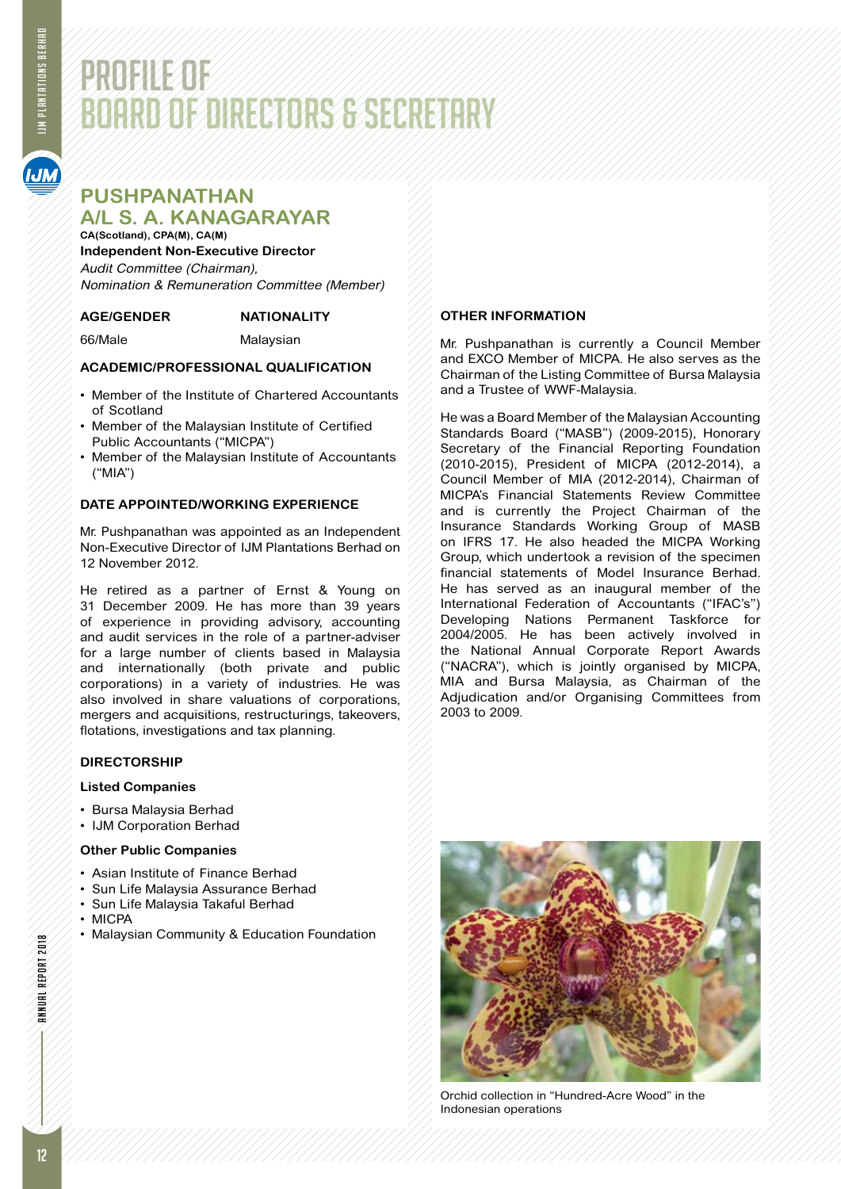# PROFILE OF BOARD OF DIRECTORS & SECRETARY

## PUSHPANATHAN A/L S. A. KANAGARAYAR

**CA(Scotland), CPA(M), CA(M)**

**Independent Non-Executive Director**

*Audit Committee (Chairman),*
*Nomination & Remuneration Committee (Member)*

| AGE/GENDER | NATIONALITY |
|---|---|
| 66/Male | Malaysian |

### ACADEMIC/PROFESSIONAL QUALIFICATION

- Member of the Institute of Chartered Accountants of Scotland
- Member of the Malaysian Institute of Certified Public Accountants ("MICPA")
- Member of the Malaysian Institute of Accountants ("MIA")

### DATE APPOINTED/WORKING EXPERIENCE

Mr. Pushpanathan was appointed as an Independent Non-Executive Director of IJM Plantations Berhad on 12 November 2012.

He retired as a partner of Ernst & Young on 31 December 2009. He has more than 39 years of experience in providing advisory, accounting and audit services in the role of a partner-adviser for a large number of clients based in Malaysia and internationally (both private and public corporations) in a variety of industries. He was also involved in share valuations of corporations, mergers and acquisitions, restructurings, takeovers, flotations, investigations and tax planning.

### DIRECTORSHIP

**Listed Companies**

- Bursa Malaysia Berhad
- IJM Corporation Berhad

**Other Public Companies**

- Asian Institute of Finance Berhad
- Sun Life Malaysia Assurance Berhad
- Sun Life Malaysia Takaful Berhad
- MICPA
- Malaysian Community & Education Foundation

### OTHER INFORMATION

Mr. Pushpanathan is currently a Council Member and EXCO Member of MICPA. He also serves as the Chairman of the Listing Committee of Bursa Malaysia and a Trustee of WWF-Malaysia.

He was a Board Member of the Malaysian Accounting Standards Board ("MASB") (2009-2015), Honorary Secretary of the Financial Reporting Foundation (2010-2015), President of MICPA (2012-2014), a Council Member of MIA (2012-2014), Chairman of MICPA's Financial Statements Review Committee and is currently the Project Chairman of the Insurance Standards Working Group of MASB on IFRS 17. He also headed the MICPA Working Group, which undertook a revision of the specimen financial statements of Model Insurance Berhad. He has served as an inaugural member of the International Federation of Accountants ("IFAC's") Developing Nations Permanent Taskforce for 2004/2005. He has been actively involved in the National Annual Corporate Report Awards ("NACRA"), which is jointly organised by MICPA, MIA and Bursa Malaysia, as Chairman of the Adjudication and/or Organising Committees from 2003 to 2009.

Orchid collection in "Hundred-Acre Wood" in the Indonesian operations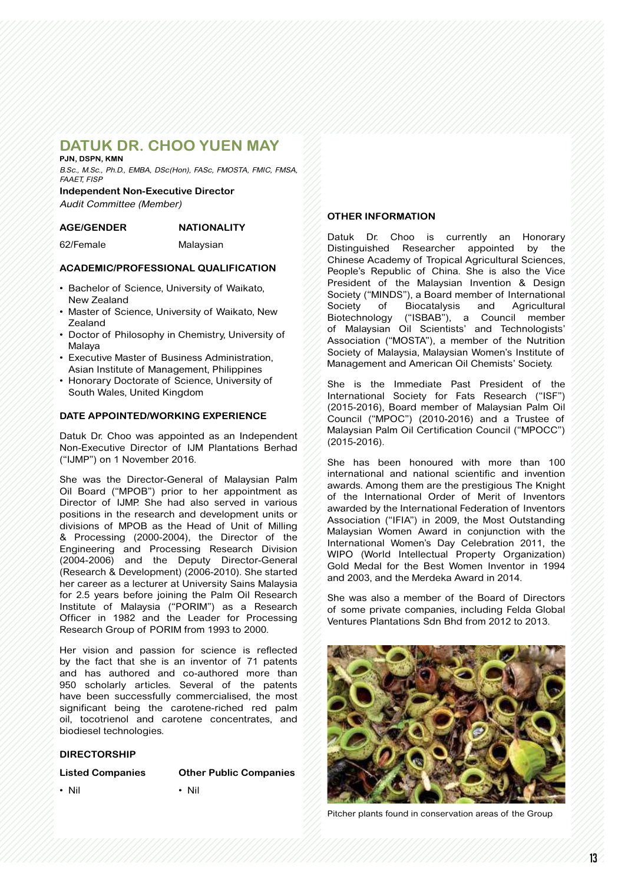# DATUK DR. CHOO YUEN MAY

**PJN, DSPN, KMN**

*B.Sc., M.Sc., Ph.D., EMBA, DSc(Hon), FASc, FMOSTA, FMIC, FMSA, FAAET, FISP*

**Independent Non-Executive Director**

*Audit Committee (Member)*

| AGE/GENDER | NATIONALITY |
|---|---|
| 62/Female | Malaysian |

### ACADEMIC/PROFESSIONAL QUALIFICATION

- Bachelor of Science, University of Waikato, New Zealand
- Master of Science, University of Waikato, New Zealand
- Doctor of Philosophy in Chemistry, University of Malaya
- Executive Master of Business Administration, Asian Institute of Management, Philippines
- Honorary Doctorate of Science, University of South Wales, United Kingdom

### DATE APPOINTED/WORKING EXPERIENCE

Datuk Dr. Choo was appointed as an Independent Non-Executive Director of IJM Plantations Berhad ("IJMP") on 1 November 2016.

She was the Director-General of Malaysian Palm Oil Board ("MPOB") prior to her appointment as Director of IJMP. She had also served in various positions in the research and development units or divisions of MPOB as the Head of Unit of Milling & Processing (2000-2004), the Director of the Engineering and Processing Research Division (2004-2006) and the Deputy Director-General (Research & Development) (2006-2010). She started her career as a lecturer at University Sains Malaysia for 2.5 years before joining the Palm Oil Research Institute of Malaysia ("PORIM") as a Research Officer in 1982 and the Leader for Processing Research Group of PORIM from 1993 to 2000.

Her vision and passion for science is reflected by the fact that she is an inventor of 71 patents and has authored and co-authored more than 950 scholarly articles. Several of the patents have been successfully commercialised, the most significant being the carotene-riched red palm oil, tocotrienol and carotene concentrates, and biodiesel technologies.

### DIRECTORSHIP

| Listed Companies | Other Public Companies |
|---|---|
| • Nil | • Nil |

### OTHER INFORMATION

Datuk Dr. Choo is currently an Honorary Distinguished Researcher appointed by the Chinese Academy of Tropical Agricultural Sciences, People's Republic of China. She is also the Vice President of the Malaysian Invention & Design Society ("MINDS"), a Board member of International Society of Biocatalysis and Agricultural Biotechnology ("ISBAB"), a Council member of Malaysian Oil Scientists' and Technologists' Association ("MOSTA"), a member of the Nutrition Society of Malaysia, Malaysian Women's Institute of Management and American Oil Chemists' Society.

She is the Immediate Past President of the International Society for Fats Research ("ISF") (2015-2016), Board member of Malaysian Palm Oil Council ("MPOC") (2010-2016) and a Trustee of Malaysian Palm Oil Certification Council ("MPOCC") (2015-2016).

She has been honoured with more than 100 international and national scientific and invention awards. Among them are the prestigious The Knight of the International Order of Merit of Inventors awarded by the International Federation of Inventors Association ("IFIA") in 2009, the Most Outstanding Malaysian Women Award in conjunction with the International Women's Day Celebration 2011, the WIPO (World Intellectual Property Organization) Gold Medal for the Best Women Inventor in 1994 and 2003, and the Merdeka Award in 2014.

She was also a member of the Board of Directors of some private companies, including Felda Global Ventures Plantations Sdn Bhd from 2012 to 2013.

Pitcher plants found in conservation areas of the Group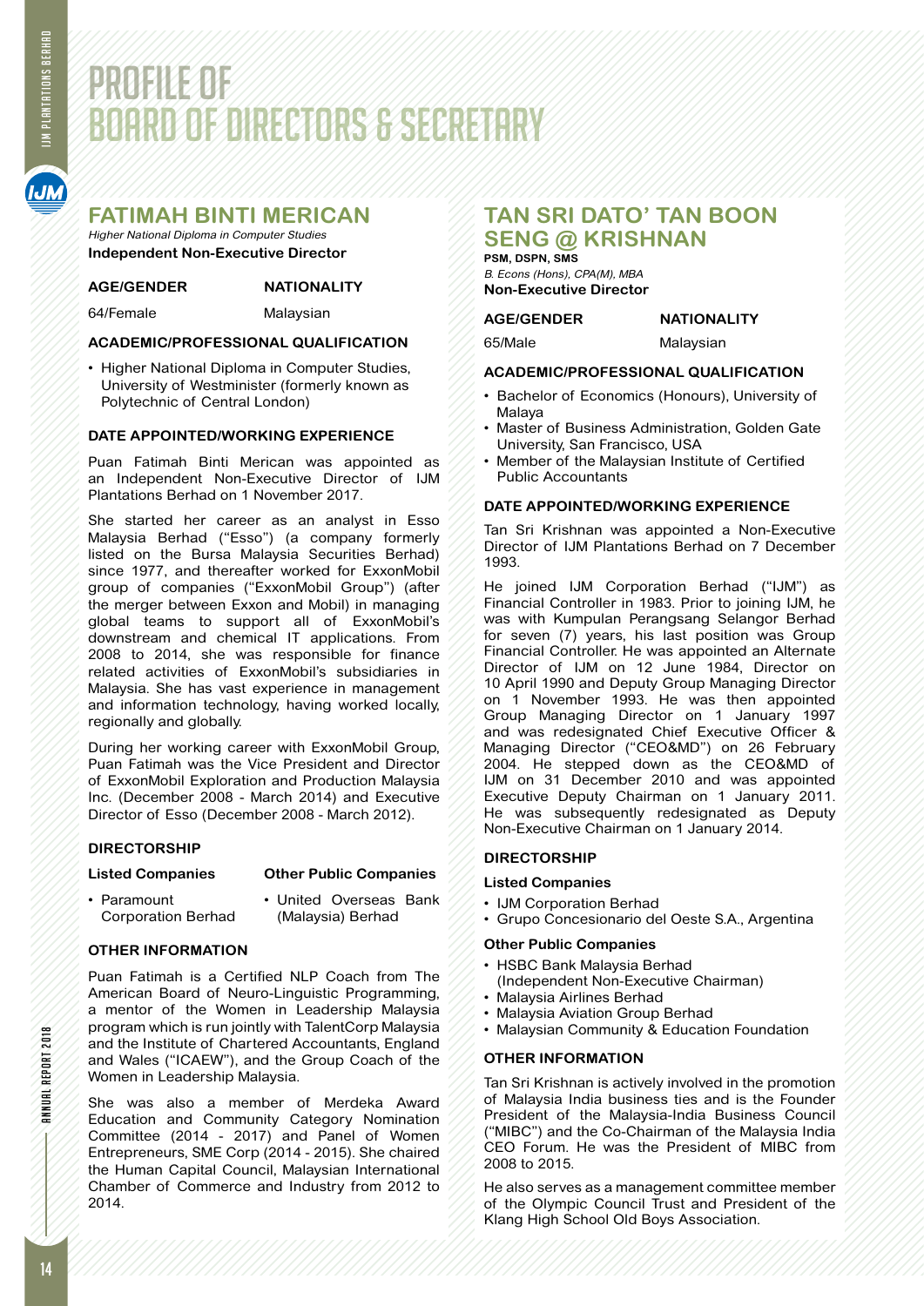# PROFILE OF BOARD OF DIRECTORS & SECRETARY

## FATIMAH BINTI MERICAN

*Higher National Diploma in Computer Studies*

**Independent Non-Executive Director**

| AGE/GENDER | NATIONALITY |
|---|---|
| 64/Female | Malaysian |

### ACADEMIC/PROFESSIONAL QUALIFICATION

- Higher National Diploma in Computer Studies, University of Westminster (formerly known as Polytechnic of Central London)

### DATE APPOINTED/WORKING EXPERIENCE

Puan Fatimah Binti Merican was appointed as an Independent Non-Executive Director of IJM Plantations Berhad on 1 November 2017.

She started her career as an analyst in Esso Malaysia Berhad ("Esso") (a company formerly listed on the Bursa Malaysia Securities Berhad) since 1977, and thereafter worked for ExxonMobil group of companies ("ExxonMobil Group") (after the merger between Exxon and Mobil) in managing global teams to support all of ExxonMobil's downstream and chemical IT applications. From 2008 to 2014, she was responsible for finance related activities of ExxonMobil's subsidiaries in Malaysia. She has vast experience in management and information technology, having worked locally, regionally and globally.

During her working career with ExxonMobil Group, Puan Fatimah was the Vice President and Director of ExxonMobil Exploration and Production Malaysia Inc. (December 2008 - March 2014) and Executive Director of Esso (December 2008 - March 2012).

### DIRECTORSHIP

**Listed Companies**

- Paramount Corporation Berhad

**Other Public Companies**

- United Overseas Bank (Malaysia) Berhad

### OTHER INFORMATION

Puan Fatimah is a Certified NLP Coach from The American Board of Neuro-Linguistic Programming, a mentor of the Women in Leadership Malaysia program which is run jointly with TalentCorp Malaysia and the Institute of Chartered Accountants, England and Wales ("ICAEW"), and the Group Coach of the Women in Leadership Malaysia.

She was also a member of Merdeka Award Education and Community Category Nomination Committee (2014 - 2017) and Panel of Women Entrepreneurs, SME Corp (2014 - 2015). She chaired the Human Capital Council, Malaysian International Chamber of Commerce and Industry from 2012 to 2014.

## TAN SRI DATO' TAN BOON SENG @ KRISHNAN

**PSM, DSPN, SMS**

*B. Econs (Hons), CPA(M), MBA*

**Non-Executive Director**

| AGE/GENDER | NATIONALITY |
|---|---|
| 65/Male | Malaysian |

### ACADEMIC/PROFESSIONAL QUALIFICATION

- Bachelor of Economics (Honours), University of Malaya
- Master of Business Administration, Golden Gate University, San Francisco, USA
- Member of the Malaysian Institute of Certified Public Accountants

### DATE APPOINTED/WORKING EXPERIENCE

Tan Sri Krishnan was appointed a Non-Executive Director of IJM Plantations Berhad on 7 December 1993.

He joined IJM Corporation Berhad ("IJM") as Financial Controller in 1983. Prior to joining IJM, he was with Kumpulan Perangsang Selangor Berhad for seven (7) years, his last position was Group Financial Controller. He was appointed an Alternate Director of IJM on 12 June 1984, Director on 10 April 1990 and Deputy Group Managing Director on 1 November 1993. He was then appointed Group Managing Director on 1 January 1997 and was redesignated Chief Executive Officer & Managing Director ("CEO&MD") on 26 February 2004. He stepped down as the CEO&MD of IJM on 31 December 2010 and was appointed Executive Deputy Chairman on 1 January 2011. He was subsequently redesignated as Deputy Non-Executive Chairman on 1 January 2014.

### DIRECTORSHIP

**Listed Companies**

- IJM Corporation Berhad
- Grupo Concesionario del Oeste S.A., Argentina

**Other Public Companies**

- HSBC Bank Malaysia Berhad (Independent Non-Executive Chairman)
- Malaysia Airlines Berhad
- Malaysia Aviation Group Berhad
- Malaysian Community & Education Foundation

### OTHER INFORMATION

Tan Sri Krishnan is actively involved in the promotion of Malaysia India business ties and is the Founder President of the Malaysia-India Business Council ("MIBC") and the Co-Chairman of the Malaysia India CEO Forum. He was the President of MIBC from 2008 to 2015.

He also serves as a management committee member of the Olympic Council Trust and President of the Klang High School Old Boys Association.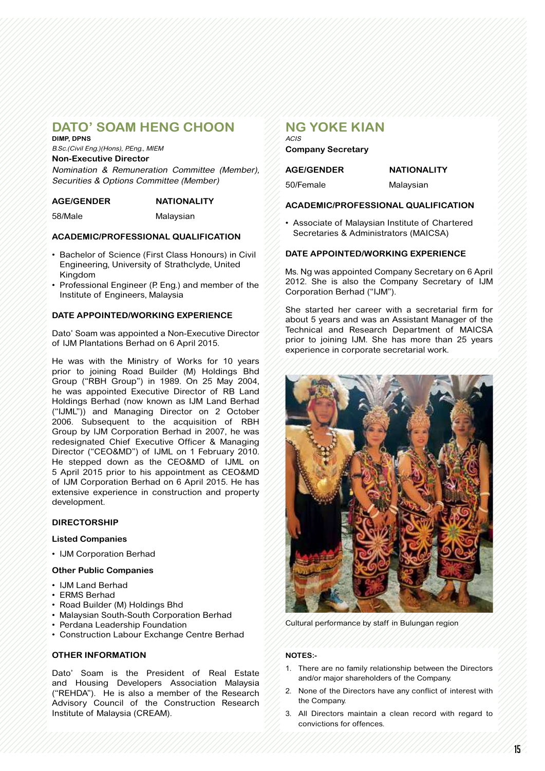## DATO' SOAM HENG CHOON

**DIMP, DPNS**

*B.Sc.(Civil Eng.)(Hons), PEng., MIEM*

**Non-Executive Director**

*Nomination & Remuneration Committee (Member), Securities & Options Committee (Member)*

| AGE/GENDER | NATIONALITY |
|---|---|
| 58/Male | Malaysian |

**ACADEMIC/PROFESSIONAL QUALIFICATION**

- Bachelor of Science (First Class Honours) in Civil Engineering, University of Strathclyde, United Kingdom
- Professional Engineer (P. Eng.) and member of the Institute of Engineers, Malaysia

**DATE APPOINTED/WORKING EXPERIENCE**

Dato' Soam was appointed a Non-Executive Director of IJM Plantations Berhad on 6 April 2015.

He was with the Ministry of Works for 10 years prior to joining Road Builder (M) Holdings Bhd Group ("RBH Group") in 1989. On 25 May 2004, he was appointed Executive Director of RB Land Holdings Berhad (now known as IJM Land Berhad ("IJML")) and Managing Director on 2 October 2006. Subsequent to the acquisition of RBH Group by IJM Corporation Berhad in 2007, he was redesignated Chief Executive Officer & Managing Director ("CEO&MD") of IJML on 1 February 2010. He stepped down as the CEO&MD of IJML on 5 April 2015 prior to his appointment as CEO&MD of IJM Corporation Berhad on 6 April 2015. He has extensive experience in construction and property development.

**DIRECTORSHIP**

**Listed Companies**

- IJM Corporation Berhad

**Other Public Companies**

- IJM Land Berhad
- ERMS Berhad
- Road Builder (M) Holdings Bhd
- Malaysian South-South Corporation Berhad
- Perdana Leadership Foundation
- Construction Labour Exchange Centre Berhad

**OTHER INFORMATION**

Dato' Soam is the President of Real Estate and Housing Developers Association Malaysia ("REHDA"). He is also a member of the Research Advisory Council of the Construction Research Institute of Malaysia (CREAM).

## NG YOKE KIAN

*ACIS*

**Company Secretary**

| AGE/GENDER | NATIONALITY |
|---|---|
| 50/Female | Malaysian |

**ACADEMIC/PROFESSIONAL QUALIFICATION**

- Associate of Malaysian Institute of Chartered Secretaries & Administrators (MAICSA)

**DATE APPOINTED/WORKING EXPERIENCE**

Ms. Ng was appointed Company Secretary on 6 April 2012. She is also the Company Secretary of IJM Corporation Berhad ("IJM").

She started her career with a secretarial firm for about 5 years and was an Assistant Manager of the Technical and Research Department of MAICSA prior to joining IJM. She has more than 25 years experience in corporate secretarial work.

Cultural performance by staff in Bulungan region

**NOTES:-**

1. There are no family relationship between the Directors and/or major shareholders of the Company.
2. None of the Directors have any conflict of interest with the Company.
3. All Directors maintain a clean record with regard to convictions for offences.